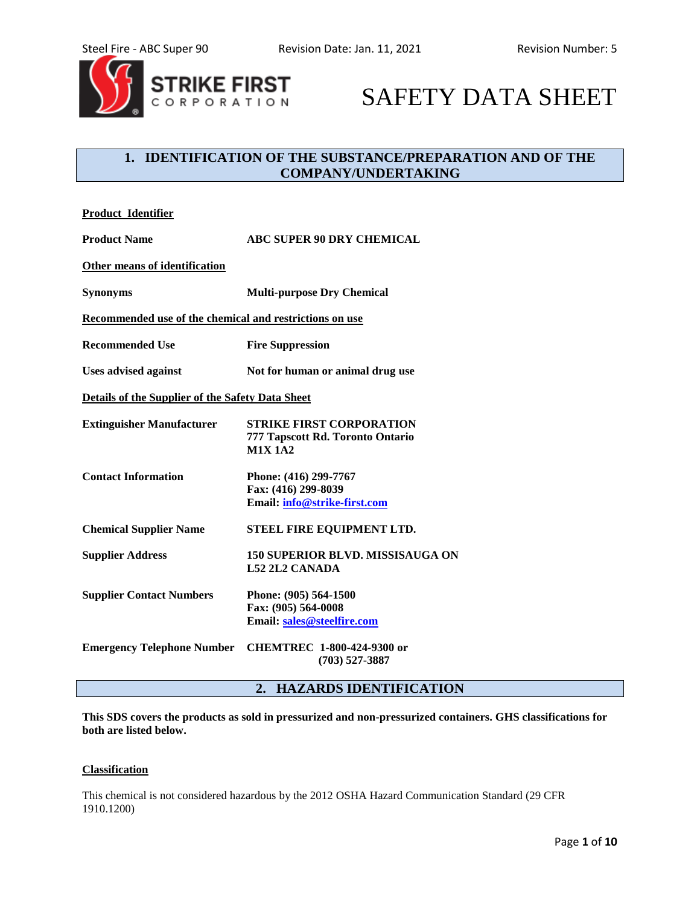STRIKE FIRST CORPORATION

# SAFETY DATA SHEET

## 1. IDENTIFICATION OF THE SUBSTANCE/PREPARATION AND OF THE COMPANY/UNDERTAKING

**Product Identifier**

| | |
|---|---|
| **Product Name** | **ABC SUPER 90 DRY CHEMICAL** |

**Other means of identification**

| | |
|---|---|
| **Synonyms** | **Multi-purpose Dry Chemical** |

**Recommended use of the chemical and restrictions on use**

| | |
|---|---|
| **Recommended Use** | **Fire Suppression** |
| **Uses advised against** | **Not for human or animal drug use** |

**Details of the Supplier of the Safety Data Sheet**

| | |
|---|---|
| **Extinguisher Manufacturer** | **STRIKE FIRST CORPORATION**<br>**777 Tapscott Rd. Toronto Ontario**<br>**M1X 1A2** |
| **Contact Information** | **Phone: (416) 299-7767**<br>**Fax: (416) 299-8039**<br>**Email: info@strike-first.com** |
| **Chemical Supplier Name** | **STEEL FIRE EQUIPMENT LTD.** |
| **Supplier Address** | **150 SUPERIOR BLVD. MISSISAUGA ON**<br>**L52 2L2 CANADA** |
| **Supplier Contact Numbers** | **Phone: (905) 564-1500**<br>**Fax: (905) 564-0008**<br>**Email: sales@steelfire.com** |
| **Emergency Telephone Number** | **CHEMTREC 1-800-424-9300 or (703) 527-3887** |

## 2. HAZARDS IDENTIFICATION

**This SDS covers the products as sold in pressurized and non-pressurized containers. GHS classifications for both are listed below.**

**Classification**

This chemical is not considered hazardous by the 2012 OSHA Hazard Communication Standard (29 CFR 1910.1200)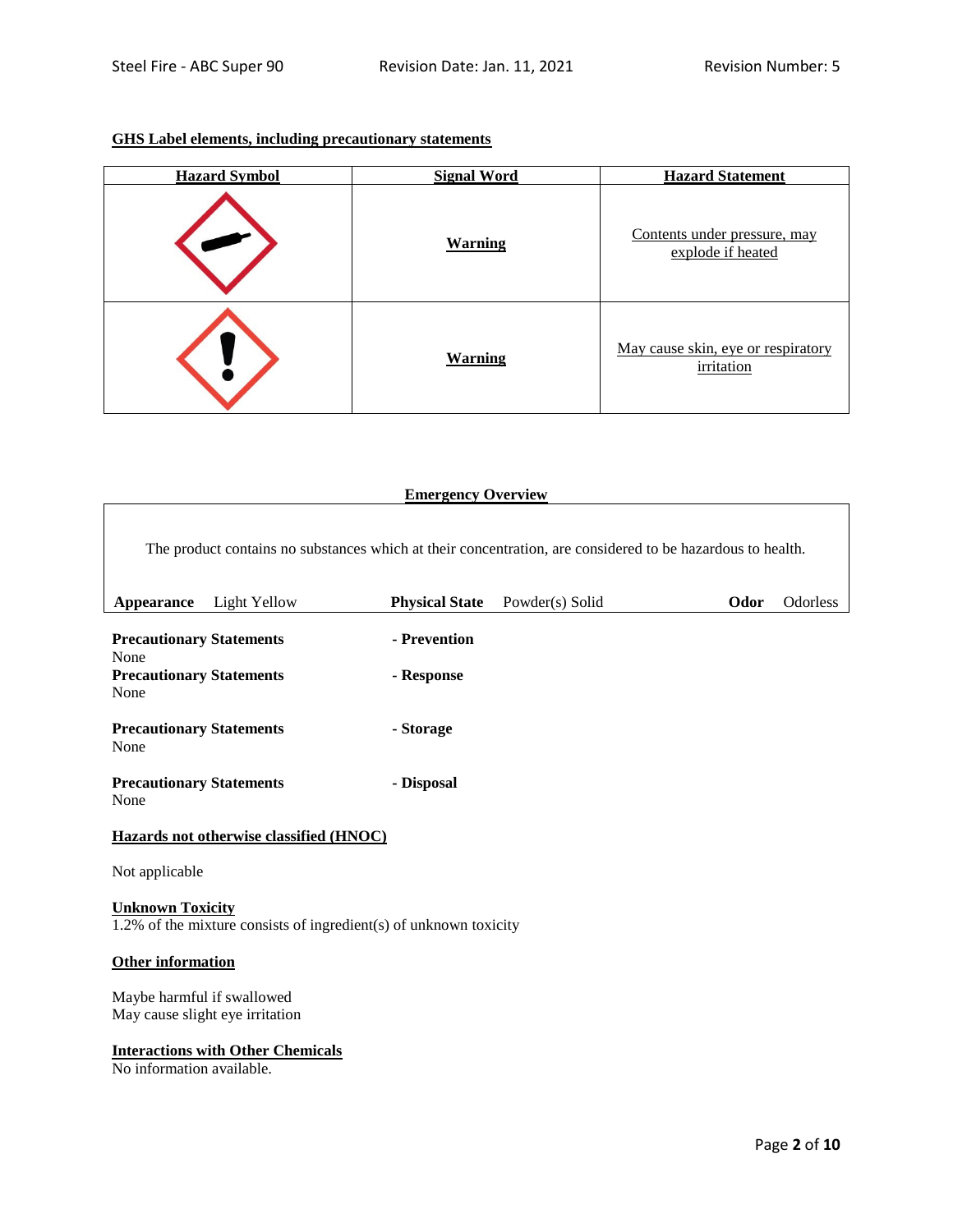## GHS Label elements, including precautionary statements

| Hazard Symbol | Signal Word | Hazard Statement |
|---|---|---|
| | Warning | Contents under pressure, may explode if heated |
| | Warning | May cause skin, eye or respiratory irritation |

## Emergency Overview

The product contains no substances which at their concentration, are considered to be hazardous to health.

**Appearance** Light Yellow **Physical State** Powder(s) Solid **Odor** Odorless

**Precautionary Statements - Prevention**
None

**Precautionary Statements - Response**
None

**Precautionary Statements - Storage**
None

**Precautionary Statements - Disposal**
None

### Hazards not otherwise classified (HNOC)

Not applicable

### Unknown Toxicity

1.2% of the mixture consists of ingredient(s) of unknown toxicity

### Other information

Maybe harmful if swallowed
May cause slight eye irritation

### Interactions with Other Chemicals

No information available.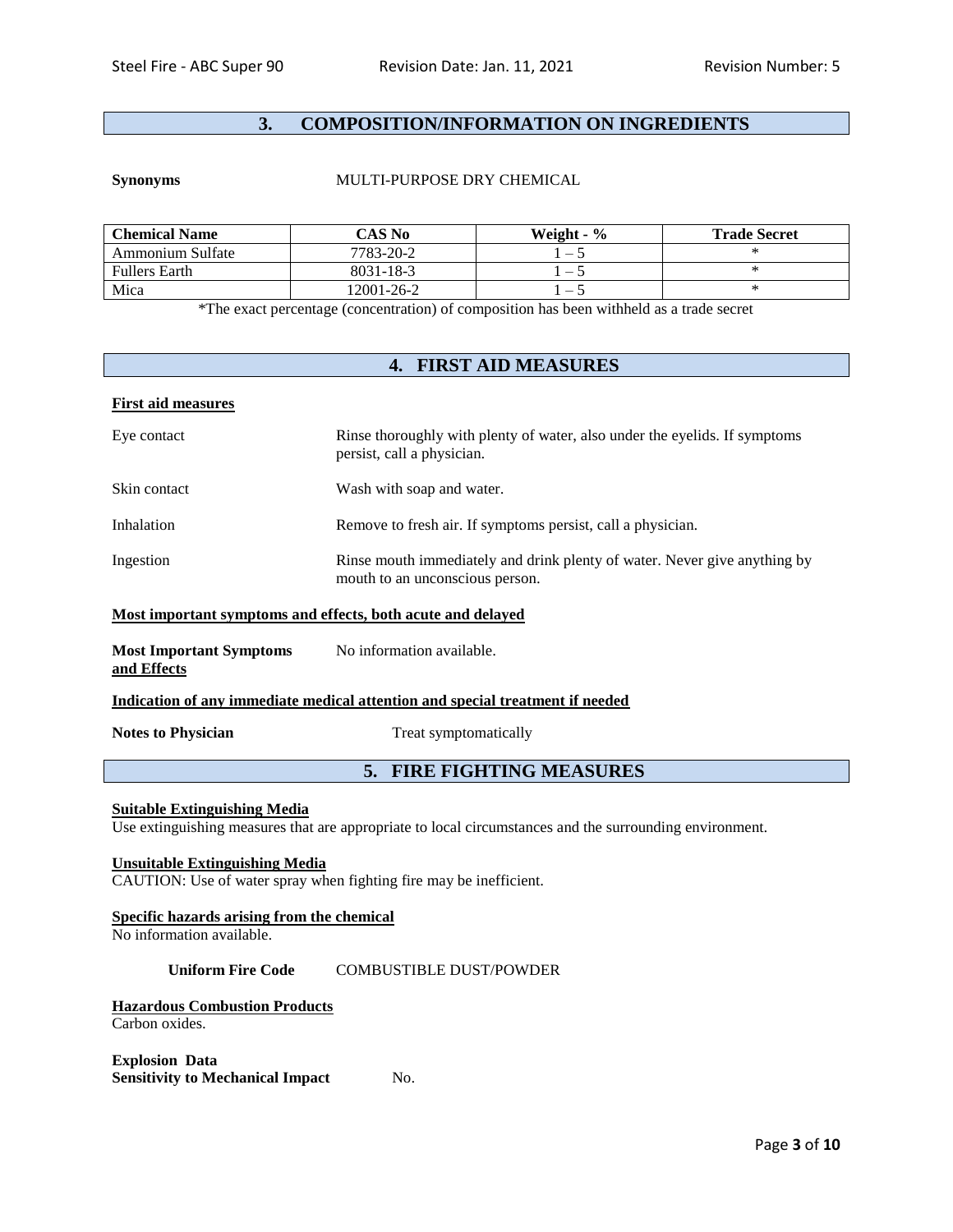## 3. COMPOSITION/INFORMATION ON INGREDIENTS

**Synonyms** MULTI-PURPOSE DRY CHEMICAL

| Chemical Name | CAS No | Weight - % | Trade Secret |
|---|---|---|---|
| Ammonium Sulfate | 7783-20-2 | 1 – 5 | * |
| Fullers Earth | 8031-18-3 | 1 – 5 | * |
| Mica | 12001-26-2 | 1 – 5 | * |

*The exact percentage (concentration) of composition has been withheld as a trade secret

## 4. FIRST AID MEASURES

**First aid measures**

Eye contact: Rinse thoroughly with plenty of water, also under the eyelids. If symptoms persist, call a physician.

Skin contact: Wash with soap and water.

Inhalation: Remove to fresh air. If symptoms persist, call a physician.

Ingestion: Rinse mouth immediately and drink plenty of water. Never give anything by mouth to an unconscious person.

**Most important symptoms and effects, both acute and delayed**

**Most Important Symptoms and Effects**: No information available.

**Indication of any immediate medical attention and special treatment if needed**

**Notes to Physician**: Treat symptomatically

## 5. FIRE FIGHTING MEASURES

**Suitable Extinguishing Media**

Use extinguishing measures that are appropriate to local circumstances and the surrounding environment.

**Unsuitable Extinguishing Media**

CAUTION: Use of water spray when fighting fire may be inefficient.

**Specific hazards arising from the chemical**

No information available.

**Uniform Fire Code** COMBUSTIBLE DUST/POWDER

**Hazardous Combustion Products**

Carbon oxides.

**Explosion Data**

**Sensitivity to Mechanical Impact** No.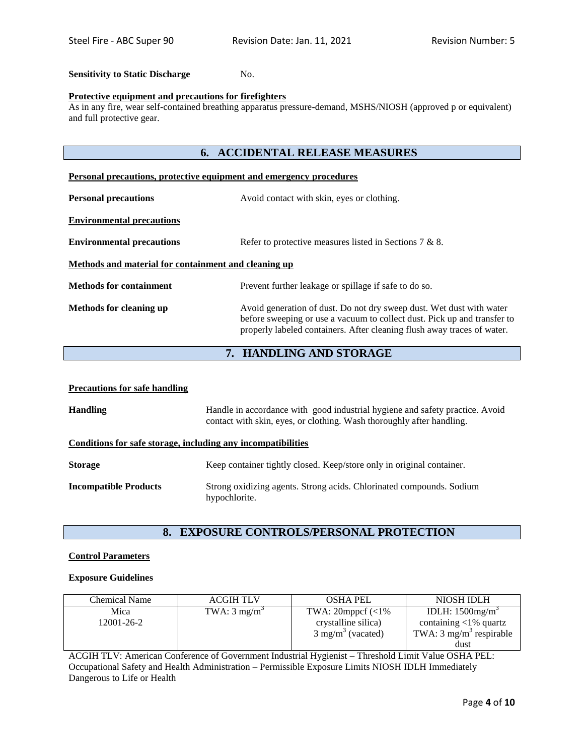**Sensitivity to Static Discharge** No.

**Protective equipment and precautions for firefighters**

As in any fire, wear self-contained breathing apparatus pressure-demand, MSHS/NIOSH (approved p or equivalent) and full protective gear.

## 6. ACCIDENTAL RELEASE MEASURES

**Personal precautions, protective equipment and emergency procedures**

**Personal precautions** Avoid contact with skin, eyes or clothing.

**Environmental precautions**

**Environmental precautions** Refer to protective measures listed in Sections 7 & 8.

**Methods and material for containment and cleaning up**

**Methods for containment** Prevent further leakage or spillage if safe to do so.

**Methods for cleaning up** Avoid generation of dust. Do not dry sweep dust. Wet dust with water before sweeping or use a vacuum to collect dust. Pick up and transfer to properly labeled containers. After cleaning flush away traces of water.

## 7. HANDLING AND STORAGE

**Precautions for safe handling**

**Handling** Handle in accordance with good industrial hygiene and safety practice. Avoid contact with skin, eyes, or clothing. Wash thoroughly after handling.

**Conditions for safe storage, including any incompatibilities**

**Storage** Keep container tightly closed. Keep/store only in original container.

**Incompatible Products** Strong oxidizing agents. Strong acids. Chlorinated compounds. Sodium hypochlorite.

## 8. EXPOSURE CONTROLS/PERSONAL PROTECTION

**Control Parameters**

**Exposure Guidelines**

| Chemical Name | ACGIH TLV | OSHA PEL | NIOSH IDLH |
|---|---|---|---|
| Mica 12001-26-2 | TWA: 3 mg/m$^3$ | TWA: 20mppcf (<1% crystalline silica) 3 mg/m$^3$ (vacated) | IDLH: 1500mg/m$^3$ containing <1% quartz TWA: 3 mg/m$^3$ respirable dust |

ACGIH TLV: American Conference of Government Industrial Hygienist – Threshold Limit Value OSHA PEL: Occupational Safety and Health Administration – Permissible Exposure Limits NIOSH IDLH Immediately Dangerous to Life or Health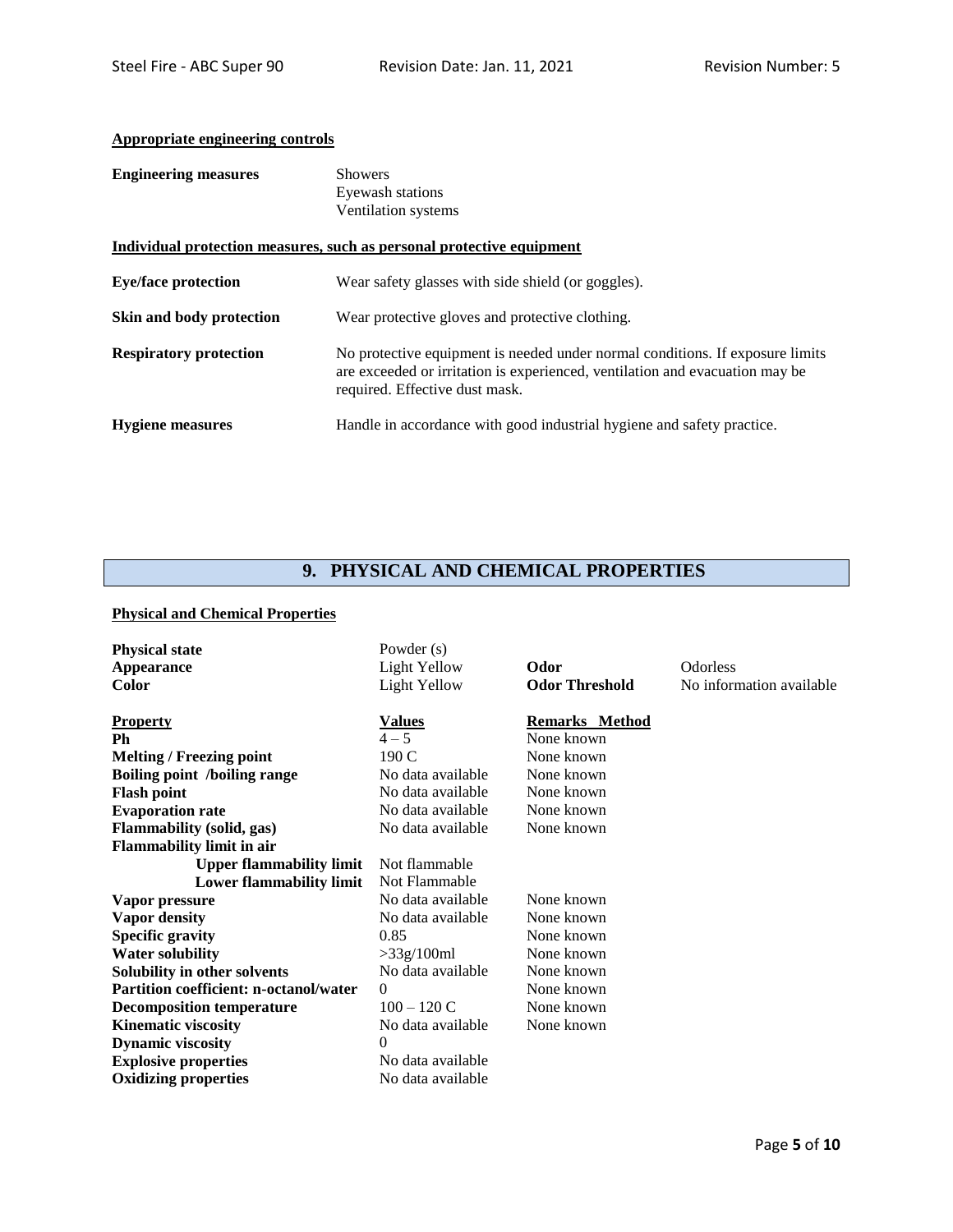**Appropriate engineering controls**

| | |
|---|---|
| **Engineering measures** | Showers<br>Eyewash stations<br>Ventilation systems |

**Individual protection measures, such as personal protective equipment**

| | |
|---|---|
| **Eye/face protection** | Wear safety glasses with side shield (or goggles). |
| **Skin and body protection** | Wear protective gloves and protective clothing. |
| **Respiratory protection** | No protective equipment is needed under normal conditions. If exposure limits are exceeded or irritation is experienced, ventilation and evacuation may be required. Effective dust mask. |
| **Hygiene measures** | Handle in accordance with good industrial hygiene and safety practice. |

# 9. PHYSICAL AND CHEMICAL PROPERTIES

**Physical and Chemical Properties**

| | | | |
|---|---|---|---|
| **Physical state** | Powder (s) | | |
| **Appearance** | Light Yellow | **Odor** | Odorless |
| **Color** | Light Yellow | **Odor Threshold** | No information available |

| **Property** | **Values** | **Remarks Method** |
|---|---|---|
| **Ph** | 4 – 5 | None known |
| **Melting / Freezing point** | 190 C | None known |
| **Boiling point /boiling range** | No data available | None known |
| **Flash point** | No data available | None known |
| **Evaporation rate** | No data available | None known |
| **Flammability (solid, gas)** | No data available | None known |
| **Flammability limit in air** | | |
| **Upper flammability limit** | Not flammable | |
| **Lower flammability limit** | Not Flammable | |
| **Vapor pressure** | No data available | None known |
| **Vapor density** | No data available | None known |
| **Specific gravity** | 0.85 | None known |
| **Water solubility** | >33g/100ml | None known |
| **Solubility in other solvents** | No data available | None known |
| **Partition coefficient: n-octanol/water** | 0 | None known |
| **Decomposition temperature** | 100 – 120 C | None known |
| **Kinematic viscosity** | No data available | None known |
| **Dynamic viscosity** | 0 | |
| **Explosive properties** | No data available | |
| **Oxidizing properties** | No data available | |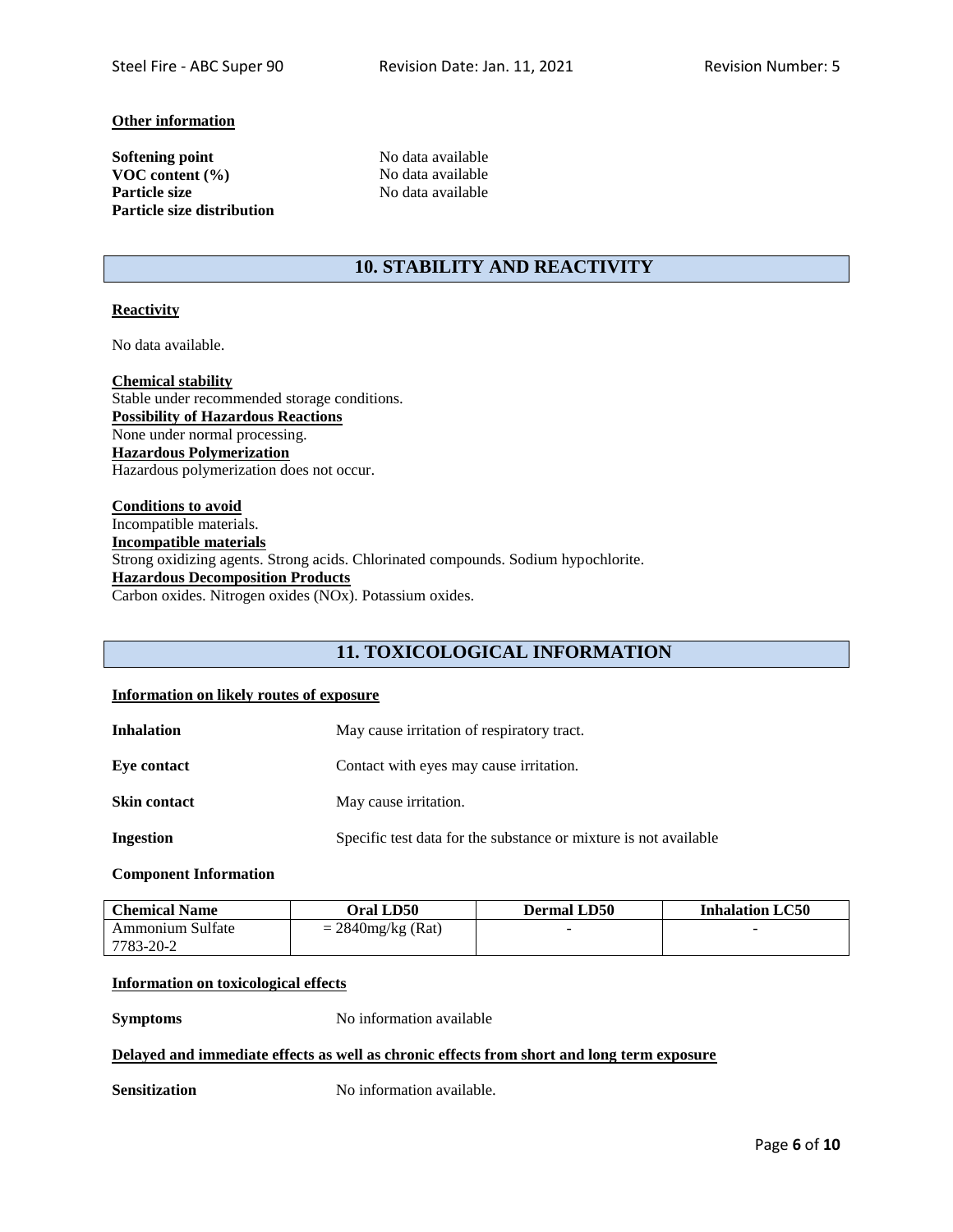**Other information**

**Softening point** No data available
**VOC content (%)** No data available
**Particle size** No data available
**Particle size distribution**

## 10. STABILITY AND REACTIVITY

**Reactivity**

No data available.

**Chemical stability**
Stable under recommended storage conditions.
**Possibility of Hazardous Reactions**
None under normal processing.
**Hazardous Polymerization**
Hazardous polymerization does not occur.

**Conditions to avoid**
Incompatible materials.
**Incompatible materials**
Strong oxidizing agents. Strong acids. Chlorinated compounds. Sodium hypochlorite.
**Hazardous Decomposition Products**
Carbon oxides. Nitrogen oxides (NOx). Potassium oxides.

## 11. TOXICOLOGICAL INFORMATION

**Information on likely routes of exposure**

**Inhalation** May cause irritation of respiratory tract.

**Eye contact** Contact with eyes may cause irritation.

**Skin contact** May cause irritation.

**Ingestion** Specific test data for the substance or mixture is not available

**Component Information**

| Chemical Name | Oral LD50 | Dermal LD50 | Inhalation LC50 |
|---|---|---|---|
| Ammonium Sulfate 7783-20-2 | = 2840mg/kg (Rat) | - | - |

**Information on toxicological effects**

**Symptoms** No information available

**Delayed and immediate effects as well as chronic effects from short and long term exposure**

**Sensitization** No information available.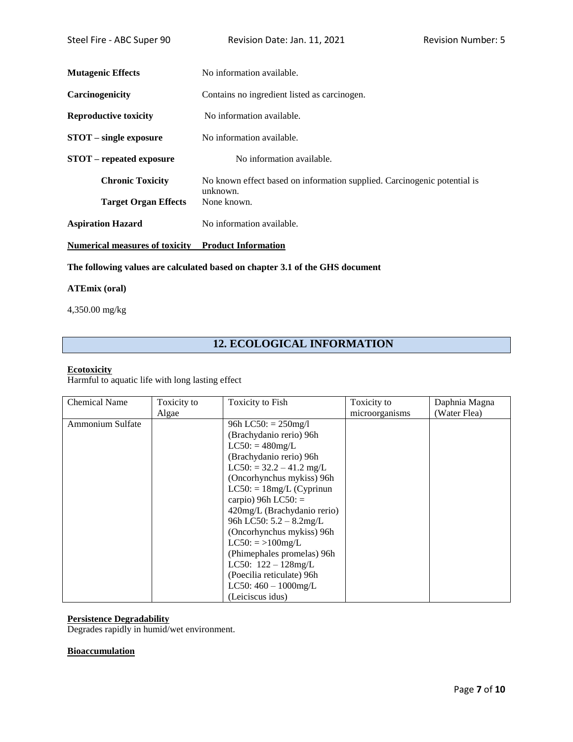**Mutagenic Effects** No information available.

**Carcinogenicity** Contains no ingredient listed as carcinogen.

**Reproductive toxicity** No information available.

**STOT – single exposure** No information available.

**STOT – repeated exposure** No information available.

**Chronic Toxicity** No known effect based on information supplied. Carcinogenic potential is unknown.

**Target Organ Effects** None known.

**Aspiration Hazard** No information available.

**Numerical measures of toxicity** **Product Information**

**The following values are calculated based on chapter 3.1 of the GHS document**

**ATEmix (oral)**

4,350.00 mg/kg

## 12. ECOLOGICAL INFORMATION

**Ecotoxicity**

Harmful to aquatic life with long lasting effect

| Chemical Name | Toxicity to Algae | Toxicity to Fish | Toxicity to microorganisms | Daphnia Magna (Water Flea) |
|---|---|---|---|---|
| Ammonium Sulfate | | 96h LC50: = 250mg/l (Brachydanio rerio) 96h LC50: = 480mg/L (Brachydanio rerio) 96h LC50: = 32.2 – 41.2 mg/L (Oncorhynchus mykiss) 96h LC50: = 18mg/L (Cyprinun carpio) 96h LC50: = 420mg/L (Brachydanio rerio) 96h LC50: 5.2 – 8.2mg/L (Oncorhynchus mykiss) 96h LC50: = >100mg/L (Phimephales promelas) 96h LC50: 122 – 128mg/L (Poecilia reticulate) 96h LC50: 460 – 1000mg/L (Leiciscus idus) | | |

**Persistence Degradability**

Degrades rapidly in humid/wet environment.

**Bioaccumulation**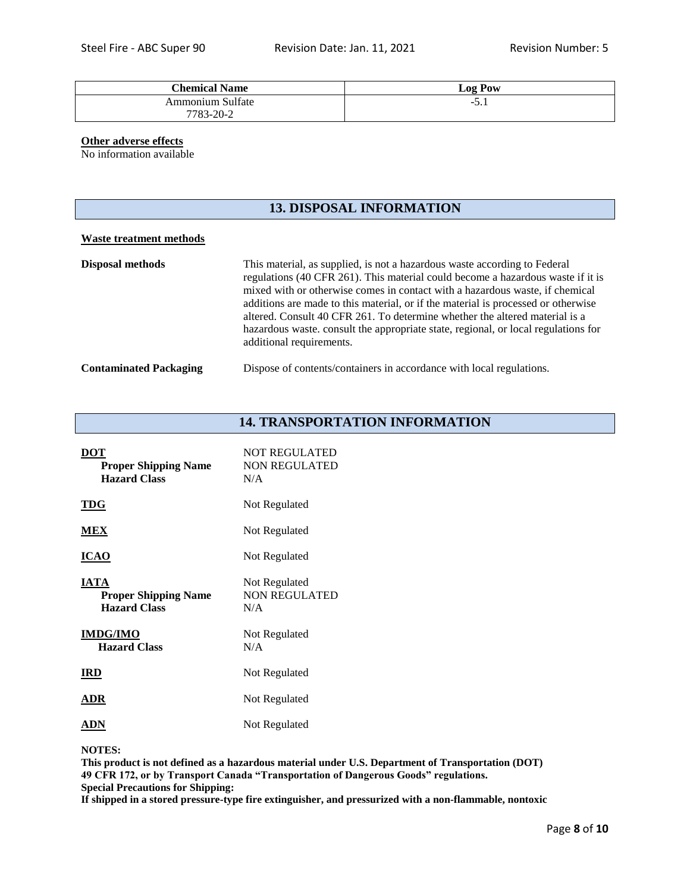| Chemical Name | Log Pow |
| --- | --- |
| Ammonium Sulfate<br>7783-20-2 | -5.1 |

**Other adverse effects**

No information available

## 13. DISPOSAL INFORMATION

**Waste treatment methods**

**Disposal methods** This material, as supplied, is not a hazardous waste according to Federal regulations (40 CFR 261). This material could become a hazardous waste if it is mixed with or otherwise comes in contact with a hazardous waste, if chemical additions are made to this material, or if the material is processed or otherwise altered. Consult 40 CFR 261. To determine whether the altered material is a hazardous waste. consult the appropriate state, regional, or local regulations for additional requirements.

**Contaminated Packaging** Dispose of contents/containers in accordance with local regulations.

## 14. TRANSPORTATION INFORMATION

| | |
| --- | --- |
| **DOT** | NOT REGULATED |
| **Proper Shipping Name** | NON REGULATED |
| **Hazard Class** | N/A |
| **TDG** | Not Regulated |
| **MEX** | Not Regulated |
| **ICAO** | Not Regulated |
| **IATA** | Not Regulated |
| **Proper Shipping Name** | NON REGULATED |
| **Hazard Class** | N/A |
| **IMDG/IMO** | Not Regulated |
| **Hazard Class** | N/A |
| **IRD** | Not Regulated |
| **ADR** | Not Regulated |
| **ADN** | Not Regulated |

**NOTES:**

**This product is not defined as a hazardous material under U.S. Department of Transportation (DOT) 49 CFR 172, or by Transport Canada "Transportation of Dangerous Goods" regulations.**

**Special Precautions for Shipping:**

**If shipped in a stored pressure-type fire extinguisher, and pressurized with a non-flammable, nontoxic**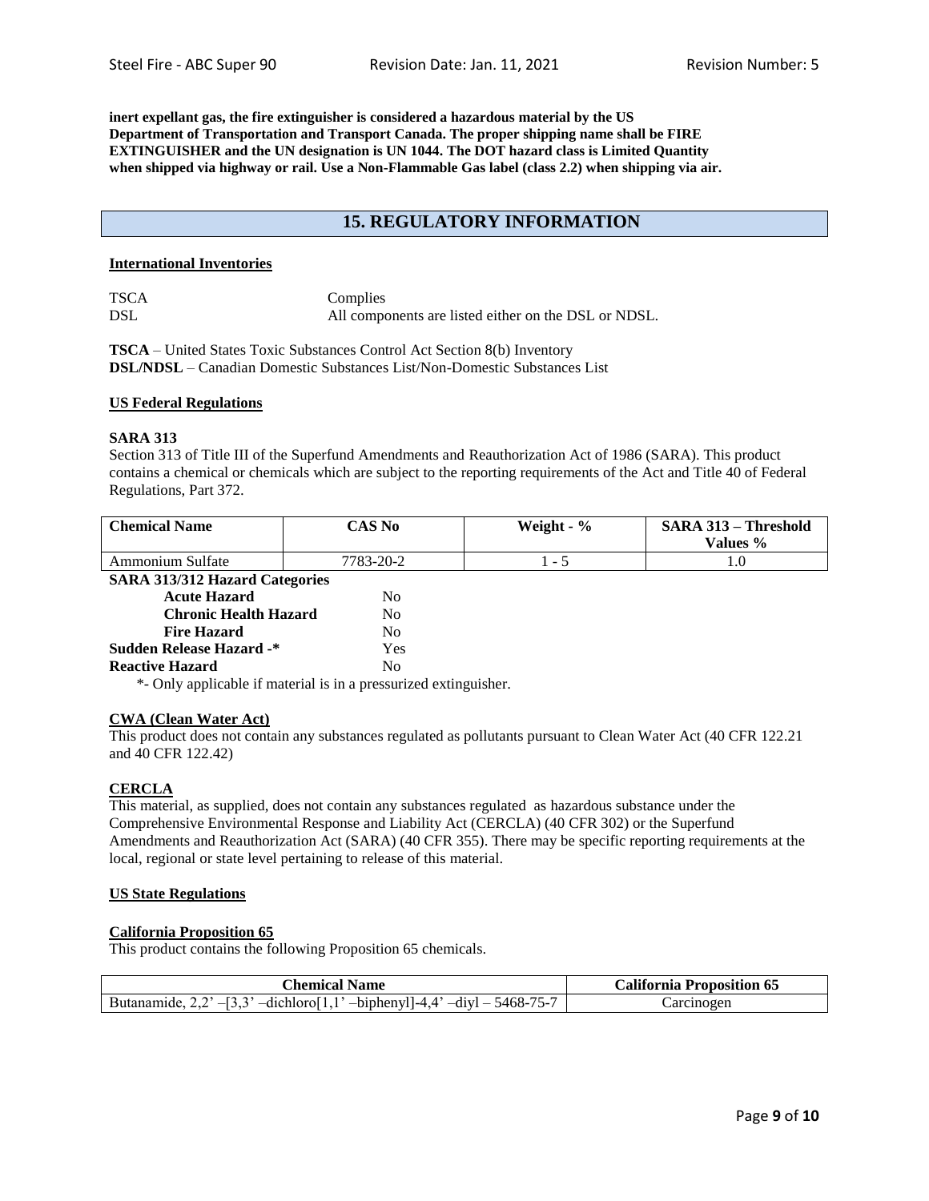**inert expellant gas, the fire extinguisher is considered a hazardous material by the US Department of Transportation and Transport Canada. The proper shipping name shall be FIRE EXTINGUISHER and the UN designation is UN 1044. The DOT hazard class is Limited Quantity when shipped via highway or rail. Use a Non-Flammable Gas label (class 2.2) when shipping via air.**

## 15. REGULATORY INFORMATION

**International Inventories**

| | |
|---|---|
| TSCA | Complies |
| DSL | All components are listed either on the DSL or NDSL. |

**TSCA** – United States Toxic Substances Control Act Section 8(b) Inventory
**DSL/NDSL** – Canadian Domestic Substances List/Non-Domestic Substances List

**US Federal Regulations**

**SARA 313**

Section 313 of Title III of the Superfund Amendments and Reauthorization Act of 1986 (SARA). This product contains a chemical or chemicals which are subject to the reporting requirements of the Act and Title 40 of Federal Regulations, Part 372.

| Chemical Name | CAS No | Weight - % | SARA 313 – Threshold Values % |
|---|---|---|---|
| Ammonium Sulfate | 7783-20-2 | 1 - 5 | 1.0 |

**SARA 313/312 Hazard Categories**

| | |
|---|---|
| **Acute Hazard** | No |
| **Chronic Health Hazard** | No |
| **Fire Hazard** | No |
| **Sudden Release Hazard -*** | Yes |
| **Reactive Hazard** | No |

*- Only applicable if material is in a pressurized extinguisher.

**CWA (Clean Water Act)**

This product does not contain any substances regulated as pollutants pursuant to Clean Water Act (40 CFR 122.21 and 40 CFR 122.42)

**CERCLA**

This material, as supplied, does not contain any substances regulated as hazardous substance under the Comprehensive Environmental Response and Liability Act (CERCLA) (40 CFR 302) or the Superfund Amendments and Reauthorization Act (SARA) (40 CFR 355). There may be specific reporting requirements at the local, regional or state level pertaining to release of this material.

**US State Regulations**

**California Proposition 65**

This product contains the following Proposition 65 chemicals.

| Chemical Name | California Proposition 65 |
|---|---|
| Butanamide, 2,2' –[3,3' –dichloro[1,1' –biphenyl]-4,4' –diyl – 5468-75-7 | Carcinogen |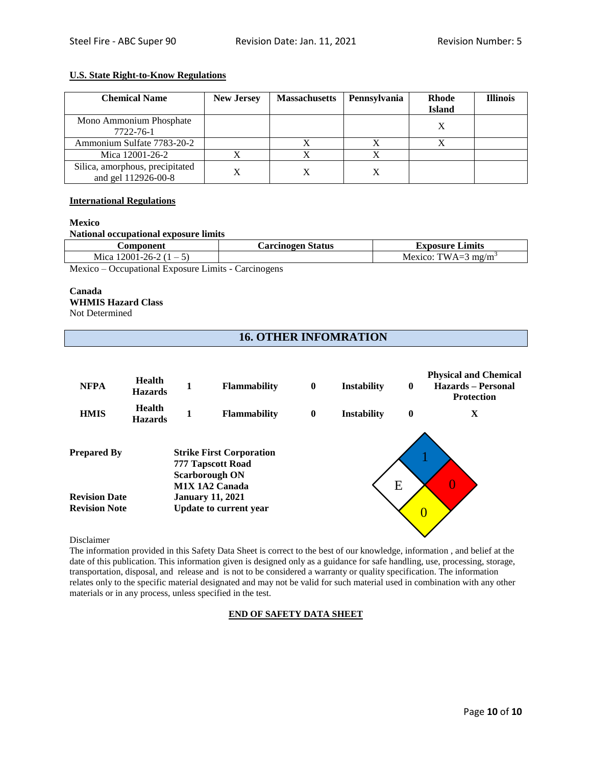**U.S. State Right-to-Know Regulations**

| Chemical Name | New Jersey | Massachusetts | Pennsylvania | Rhode Island | Illinois |
|---|---|---|---|---|---|
| Mono Ammonium Phosphate 7722-76-1 | | | | X | |
| Ammonium Sulfate 7783-20-2 | | X | X | X | |
| Mica 12001-26-2 | X | X | X | | |
| Silica, amorphous, precipitated and gel 112926-00-8 | X | X | X | | |

**International Regulations**

**Mexico**

**National occupational exposure limits**

| Component | Carcinogen Status | Exposure Limits |
|---|---|---|
| Mica 12001-26-2 (1 – 5) | | Mexico: TWA=3 $mg/m^3$ |

Mexico – Occupational Exposure Limits - Carcinogens

**Canada**

**WHMIS Hazard Class**

Not Determined

## 16. OTHER INFOMRATION

| | | | | | | | Physical and Chemical Hazards – Personal Protection |
|---|---|---|---|---|---|---|---|
| **NFPA** | **Health Hazards** | **1** | **Flammability** | **0** | **Instability** | **0** | |
| **HMIS** | **Health Hazards** | **1** | **Flammability** | **0** | **Instability** | **0** | **X** |

1

E

0

0

**Prepared By** **Strike First Corporation**
**777 Tapscott Road**
**Scarborough ON**
**M1X 1A2 Canada**

**Revision Date** **January 11, 2021**

**Revision Note** **Update to current year**

Disclaimer

The information provided in this Safety Data Sheet is correct to the best of our knowledge, information , and belief at the date of this publication. This information given is designed only as a guidance for safe handling, use, processing, storage, transportation, disposal, and release and is not to be considered a warranty or quality specification. The information relates only to the specific material designated and may not be valid for such material used in combination with any other materials or in any process, unless specified in the test.

**END OF SAFETY DATA SHEET**